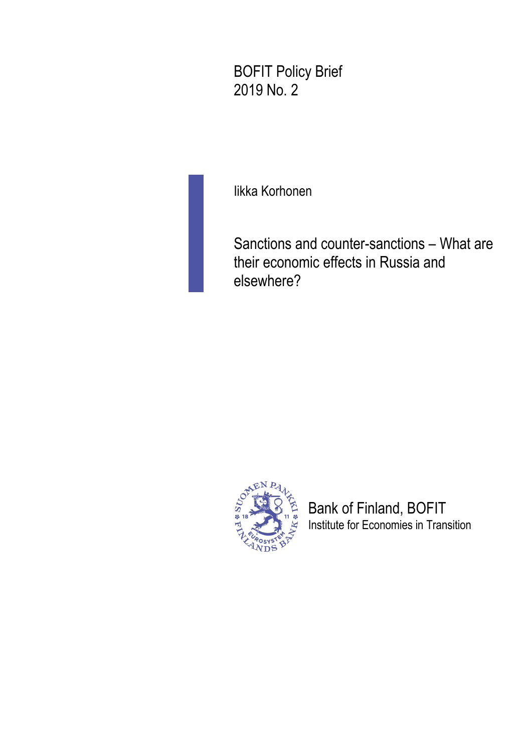BOFIT Policy Brief
2019 No. 2

Iikka Korhonen

# Sanctions and counter-sanctions – What are their economic effects in Russia and elsewhere?

Bank of Finland, BOFIT
Institute for Economies in Transition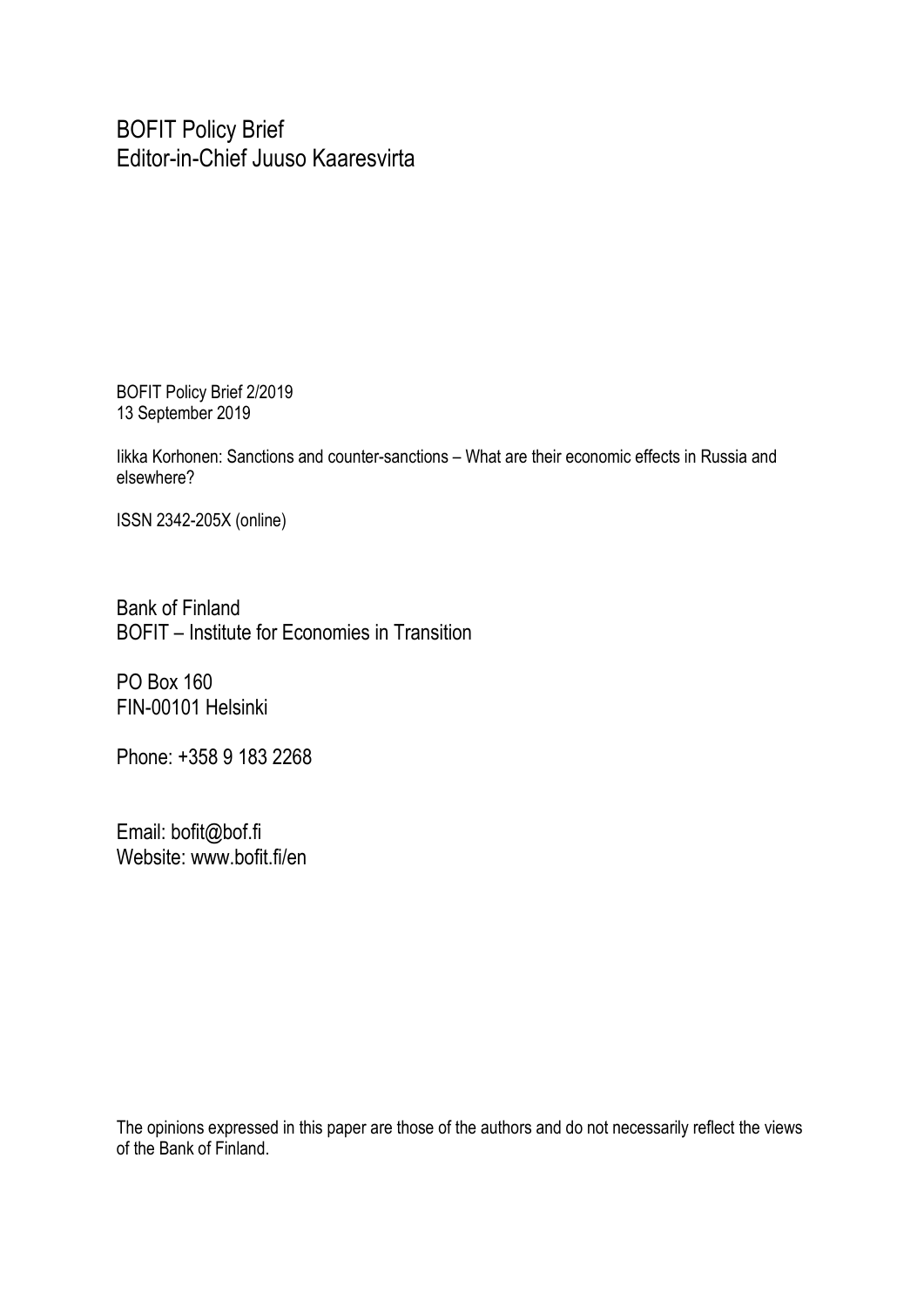BOFIT Policy Brief
Editor-in-Chief Juuso Kaaresvirta

BOFIT Policy Brief 2/2019
13 September 2019

Iikka Korhonen: Sanctions and counter-sanctions – What are their economic effects in Russia and elsewhere?

ISSN 2342-205X (online)

Bank of Finland
BOFIT – Institute for Economies in Transition

PO Box 160
FIN-00101 Helsinki

Phone: +358 9 183 2268

Email: bofit@bof.fi
Website: www.bofit.fi/en

The opinions expressed in this paper are those of the authors and do not necessarily reflect the views of the Bank of Finland.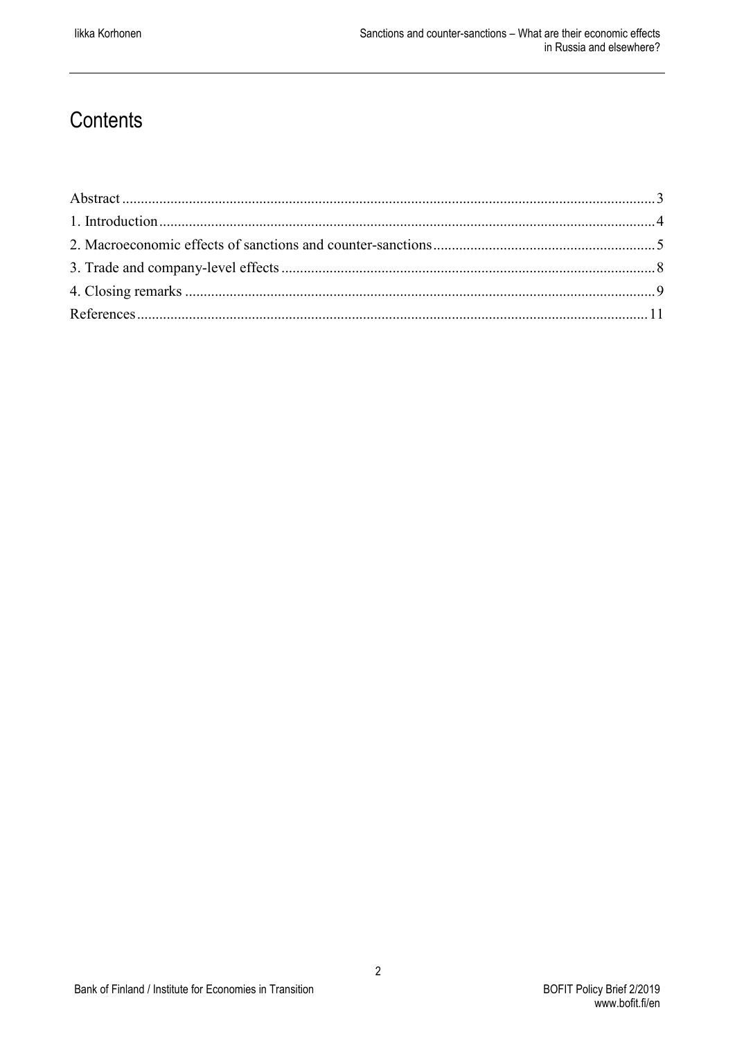# Contents

Abstract ........................................................................................................................................3
1. Introduction ...............................................................................................................................4
2. Macroeconomic effects of sanctions and counter-sanctions ......................................................5
3. Trade and company-level effects ...............................................................................................8
4. Closing remarks .........................................................................................................................9
References .....................................................................................................................................11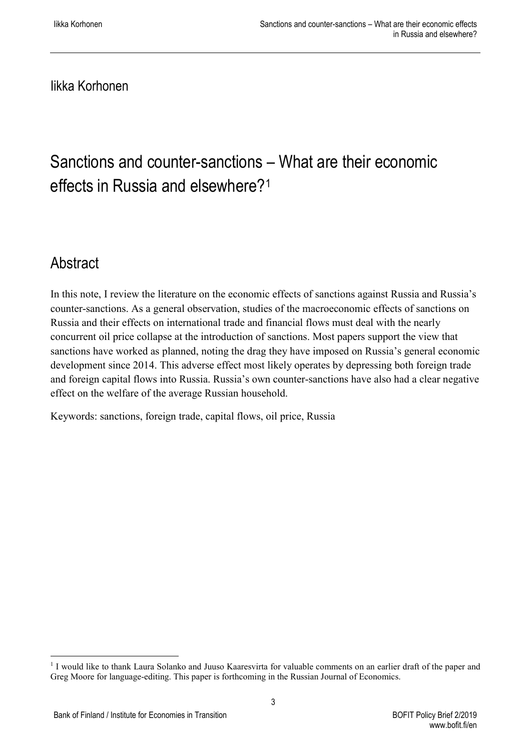Iikka Korhonen

# Sanctions and counter-sanctions – What are their economic effects in Russia and elsewhere?[1]

## Abstract

In this note, I review the literature on the economic effects of sanctions against Russia and Russia's counter-sanctions. As a general observation, studies of the macroeconomic effects of sanctions on Russia and their effects on international trade and financial flows must deal with the nearly concurrent oil price collapse at the introduction of sanctions. Most papers support the view that sanctions have worked as planned, noting the drag they have imposed on Russia's general economic development since 2014. This adverse effect most likely operates by depressing both foreign trade and foreign capital flows into Russia. Russia's own counter-sanctions have also had a clear negative effect on the welfare of the average Russian household.

Keywords: sanctions, foreign trade, capital flows, oil price, Russia

[1] I would like to thank Laura Solanko and Juuso Kaaresvirta for valuable comments on an earlier draft of the paper and Greg Moore for language-editing. This paper is forthcoming in the Russian Journal of Economics.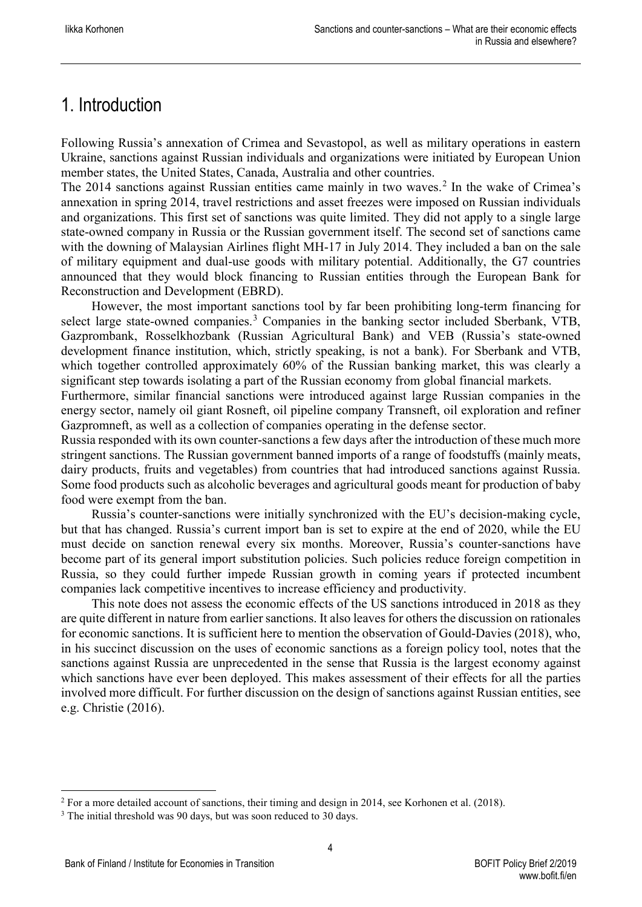# 1. Introduction

Following Russia's annexation of Crimea and Sevastopol, as well as military operations in eastern Ukraine, sanctions against Russian individuals and organizations were initiated by European Union member states, the United States, Canada, Australia and other countries.

The 2014 sanctions against Russian entities came mainly in two waves.[2] In the wake of Crimea's annexation in spring 2014, travel restrictions and asset freezes were imposed on Russian individuals and organizations. This first set of sanctions was quite limited. They did not apply to a single large state-owned company in Russia or the Russian government itself. The second set of sanctions came with the downing of Malaysian Airlines flight MH-17 in July 2014. They included a ban on the sale of military equipment and dual-use goods with military potential. Additionally, the G7 countries announced that they would block financing to Russian entities through the European Bank for Reconstruction and Development (EBRD).

However, the most important sanctions tool by far been prohibiting long-term financing for select large state-owned companies.[3] Companies in the banking sector included Sberbank, VTB, Gazprombank, Rosselkhozbank (Russian Agricultural Bank) and VEB (Russia's state-owned development finance institution, which, strictly speaking, is not a bank). For Sberbank and VTB, which together controlled approximately 60% of the Russian banking market, this was clearly a significant step towards isolating a part of the Russian economy from global financial markets.

Furthermore, similar financial sanctions were introduced against large Russian companies in the energy sector, namely oil giant Rosneft, oil pipeline company Transneft, oil exploration and refiner Gazpromneft, as well as a collection of companies operating in the defense sector.

Russia responded with its own counter-sanctions a few days after the introduction of these much more stringent sanctions. The Russian government banned imports of a range of foodstuffs (mainly meats, dairy products, fruits and vegetables) from countries that had introduced sanctions against Russia. Some food products such as alcoholic beverages and agricultural goods meant for production of baby food were exempt from the ban.

Russia's counter-sanctions were initially synchronized with the EU's decision-making cycle, but that has changed. Russia's current import ban is set to expire at the end of 2020, while the EU must decide on sanction renewal every six months. Moreover, Russia's counter-sanctions have become part of its general import substitution policies. Such policies reduce foreign competition in Russia, so they could further impede Russian growth in coming years if protected incumbent companies lack competitive incentives to increase efficiency and productivity.

This note does not assess the economic effects of the US sanctions introduced in 2018 as they are quite different in nature from earlier sanctions. It also leaves for others the discussion on rationales for economic sanctions. It is sufficient here to mention the observation of Gould-Davies (2018), who, in his succinct discussion on the uses of economic sanctions as a foreign policy tool, notes that the sanctions against Russia are unprecedented in the sense that Russia is the largest economy against which sanctions have ever been deployed. This makes assessment of their effects for all the parties involved more difficult. For further discussion on the design of sanctions against Russian entities, see e.g. Christie (2016).

[2] For a more detailed account of sanctions, their timing and design in 2014, see Korhonen et al. (2018).

[3] The initial threshold was 90 days, but was soon reduced to 30 days.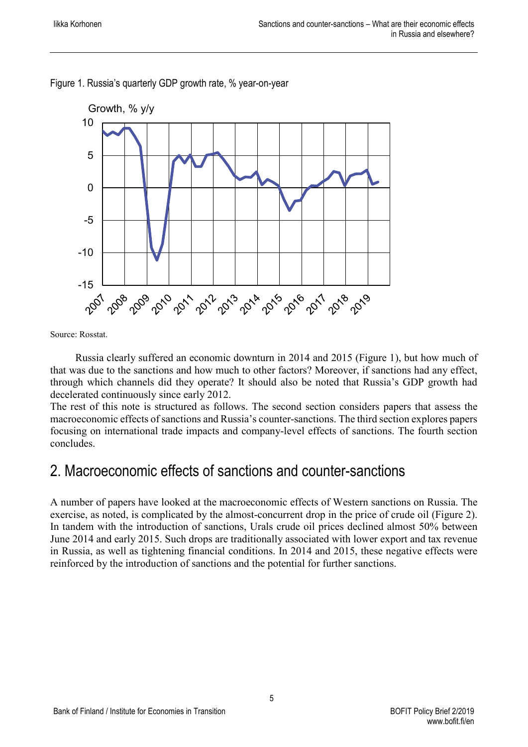Figure 1. Russia's quarterly GDP growth rate, % year-on-year

Source: Rosstat.

Russia clearly suffered an economic downturn in 2014 and 2015 (Figure 1), but how much of that was due to the sanctions and how much to other factors? Moreover, if sanctions had any effect, through which channels did they operate? It should also be noted that Russia's GDP growth had decelerated continuously since early 2012.

The rest of this note is structured as follows. The second section considers papers that assess the macroeconomic effects of sanctions and Russia's counter-sanctions. The third section explores papers focusing on international trade impacts and company-level effects of sanctions. The fourth section concludes.

## 2. Macroeconomic effects of sanctions and counter-sanctions

A number of papers have looked at the macroeconomic effects of Western sanctions on Russia. The exercise, as noted, is complicated by the almost-concurrent drop in the price of crude oil (Figure 2). In tandem with the introduction of sanctions, Urals crude oil prices declined almost 50% between June 2014 and early 2015. Such drops are traditionally associated with lower export and tax revenue in Russia, as well as tightening financial conditions. In 2014 and 2015, these negative effects were reinforced by the introduction of sanctions and the potential for further sanctions.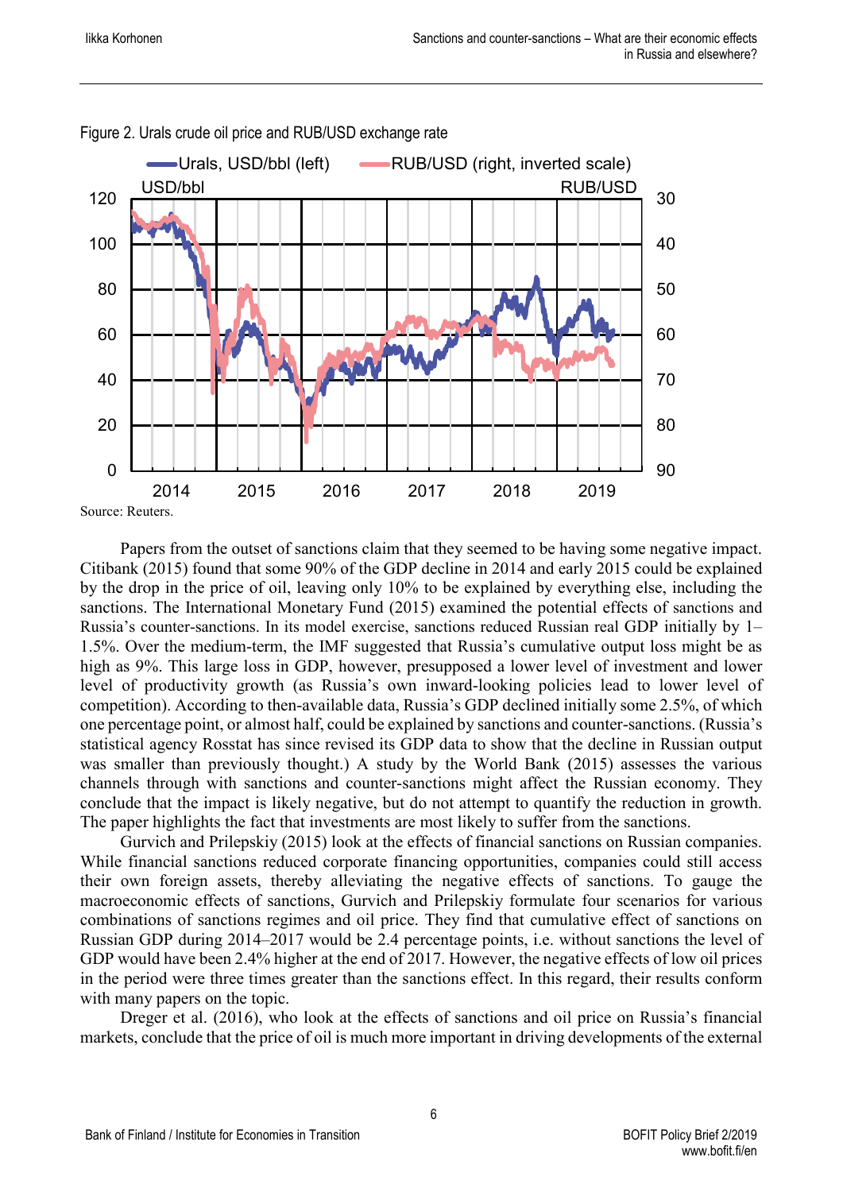Figure 2. Urals crude oil price and RUB/USD exchange rate

Source: Reuters.

Papers from the outset of sanctions claim that they seemed to be having some negative impact. Citibank (2015) found that some 90% of the GDP decline in 2014 and early 2015 could be explained by the drop in the price of oil, leaving only 10% to be explained by everything else, including the sanctions. The International Monetary Fund (2015) examined the potential effects of sanctions and Russia's counter-sanctions. In its model exercise, sanctions reduced Russian real GDP initially by 1–1.5%. Over the medium-term, the IMF suggested that Russia's cumulative output loss might be as high as 9%. This large loss in GDP, however, presupposed a lower level of investment and lower level of productivity growth (as Russia's own inward-looking policies lead to lower level of competition). According to then-available data, Russia's GDP declined initially some 2.5%, of which one percentage point, or almost half, could be explained by sanctions and counter-sanctions. (Russia's statistical agency Rosstat has since revised its GDP data to show that the decline in Russian output was smaller than previously thought.) A study by the World Bank (2015) assesses the various channels through with sanctions and counter-sanctions might affect the Russian economy. They conclude that the impact is likely negative, but do not attempt to quantify the reduction in growth. The paper highlights the fact that investments are most likely to suffer from the sanctions.

Gurvich and Prilepskiy (2015) look at the effects of financial sanctions on Russian companies. While financial sanctions reduced corporate financing opportunities, companies could still access their own foreign assets, thereby alleviating the negative effects of sanctions. To gauge the macroeconomic effects of sanctions, Gurvich and Prilepskiy formulate four scenarios for various combinations of sanctions regimes and oil price. They find that cumulative effect of sanctions on Russian GDP during 2014–2017 would be 2.4 percentage points, i.e. without sanctions the level of GDP would have been 2.4% higher at the end of 2017. However, the negative effects of low oil prices in the period were three times greater than the sanctions effect. In this regard, their results conform with many papers on the topic.

Dreger et al. (2016), who look at the effects of sanctions and oil price on Russia's financial markets, conclude that the price of oil is much more important in driving developments of the external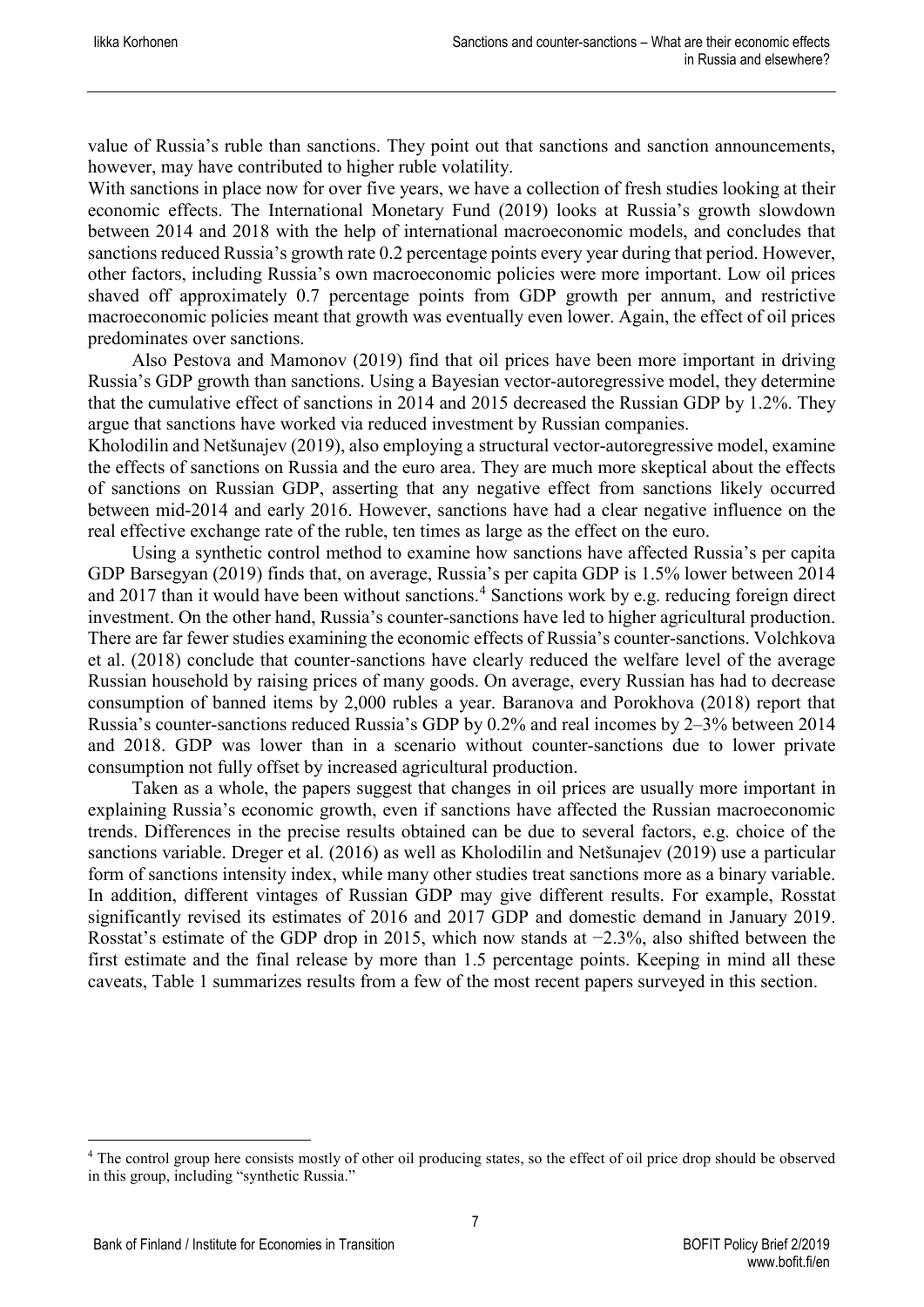value of Russia's ruble than sanctions. They point out that sanctions and sanction announcements, however, may have contributed to higher ruble volatility.

With sanctions in place now for over five years, we have a collection of fresh studies looking at their economic effects. The International Monetary Fund (2019) looks at Russia's growth slowdown between 2014 and 2018 with the help of international macroeconomic models, and concludes that sanctions reduced Russia's growth rate 0.2 percentage points every year during that period. However, other factors, including Russia's own macroeconomic policies were more important. Low oil prices shaved off approximately 0.7 percentage points from GDP growth per annum, and restrictive macroeconomic policies meant that growth was eventually even lower. Again, the effect of oil prices predominates over sanctions.

Also Pestova and Mamonov (2019) find that oil prices have been more important in driving Russia's GDP growth than sanctions. Using a Bayesian vector-autoregressive model, they determine that the cumulative effect of sanctions in 2014 and 2015 decreased the Russian GDP by 1.2%. They argue that sanctions have worked via reduced investment by Russian companies.

Kholodilin and Netšunajev (2019), also employing a structural vector-autoregressive model, examine the effects of sanctions on Russia and the euro area. They are much more skeptical about the effects of sanctions on Russian GDP, asserting that any negative effect from sanctions likely occurred between mid-2014 and early 2016. However, sanctions have had a clear negative influence on the real effective exchange rate of the ruble, ten times as large as the effect on the euro.

Using a synthetic control method to examine how sanctions have affected Russia's per capita GDP Barsegyan (2019) finds that, on average, Russia's per capita GDP is 1.5% lower between 2014 and 2017 than it would have been without sanctions.[4] Sanctions work by e.g. reducing foreign direct investment. On the other hand, Russia's counter-sanctions have led to higher agricultural production. There are far fewer studies examining the economic effects of Russia's counter-sanctions. Volchkova et al. (2018) conclude that counter-sanctions have clearly reduced the welfare level of the average Russian household by raising prices of many goods. On average, every Russian has had to decrease consumption of banned items by 2,000 rubles a year. Baranova and Porokhova (2018) report that Russia's counter-sanctions reduced Russia's GDP by 0.2% and real incomes by 2–3% between 2014 and 2018. GDP was lower than in a scenario without counter-sanctions due to lower private consumption not fully offset by increased agricultural production.

Taken as a whole, the papers suggest that changes in oil prices are usually more important in explaining Russia's economic growth, even if sanctions have affected the Russian macroeconomic trends. Differences in the precise results obtained can be due to several factors, e.g. choice of the sanctions variable. Dreger et al. (2016) as well as Kholodilin and Netšunajev (2019) use a particular form of sanctions intensity index, while many other studies treat sanctions more as a binary variable. In addition, different vintages of Russian GDP may give different results. For example, Rosstat significantly revised its estimates of 2016 and 2017 GDP and domestic demand in January 2019. Rosstat's estimate of the GDP drop in 2015, which now stands at −2.3%, also shifted between the first estimate and the final release by more than 1.5 percentage points. Keeping in mind all these caveats, Table 1 summarizes results from a few of the most recent papers surveyed in this section.

---

[4] The control group here consists mostly of other oil producing states, so the effect of oil price drop should be observed in this group, including "synthetic Russia."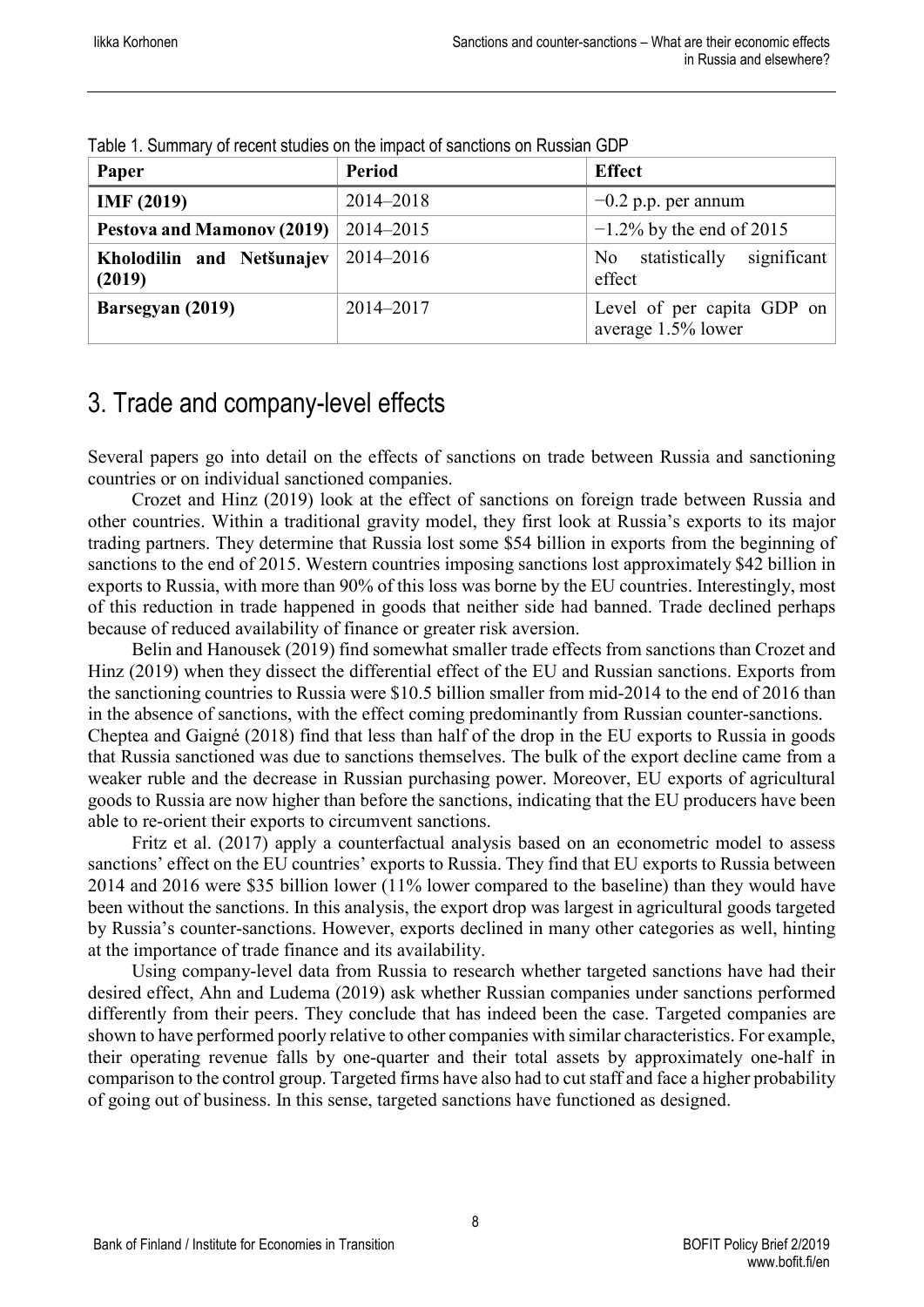Table 1. Summary of recent studies on the impact of sanctions on Russian GDP

| Paper | Period | Effect |
|---|---|---|
| **IMF (2019)** | 2014–2018 | −0.2 p.p. per annum |
| **Pestova and Mamonov (2019)** | 2014–2015 | −1.2% by the end of 2015 |
| **Kholodilin and Netšunajev (2019)** | 2014–2016 | No statistically significant effect |
| **Barsegyan (2019)** | 2014–2017 | Level of per capita GDP on average 1.5% lower |

# 3. Trade and company-level effects

Several papers go into detail on the effects of sanctions on trade between Russia and sanctioning countries or on individual sanctioned companies.

Crozet and Hinz (2019) look at the effect of sanctions on foreign trade between Russia and other countries. Within a traditional gravity model, they first look at Russia's exports to its major trading partners. They determine that Russia lost some $54 billion in exports from the beginning of sanctions to the end of 2015. Western countries imposing sanctions lost approximately $42 billion in exports to Russia, with more than 90% of this loss was borne by the EU countries. Interestingly, most of this reduction in trade happened in goods that neither side had banned. Trade declined perhaps because of reduced availability of finance or greater risk aversion.

Belin and Hanousek (2019) find somewhat smaller trade effects from sanctions than Crozet and Hinz (2019) when they dissect the differential effect of the EU and Russian sanctions. Exports from the sanctioning countries to Russia were $10.5 billion smaller from mid-2014 to the end of 2016 than in the absence of sanctions, with the effect coming predominantly from Russian counter-sanctions. Cheptea and Gaigné (2018) find that less than half of the drop in the EU exports to Russia in goods that Russia sanctioned was due to sanctions themselves. The bulk of the export decline came from a weaker ruble and the decrease in Russian purchasing power. Moreover, EU exports of agricultural goods to Russia are now higher than before the sanctions, indicating that the EU producers have been able to re-orient their exports to circumvent sanctions.

Fritz et al. (2017) apply a counterfactual analysis based on an econometric model to assess sanctions' effect on the EU countries' exports to Russia. They find that EU exports to Russia between 2014 and 2016 were $35 billion lower (11% lower compared to the baseline) than they would have been without the sanctions. In this analysis, the export drop was largest in agricultural goods targeted by Russia's counter-sanctions. However, exports declined in many other categories as well, hinting at the importance of trade finance and its availability.

Using company-level data from Russia to research whether targeted sanctions have had their desired effect, Ahn and Ludema (2019) ask whether Russian companies under sanctions performed differently from their peers. They conclude that has indeed been the case. Targeted companies are shown to have performed poorly relative to other companies with similar characteristics. For example, their operating revenue falls by one-quarter and their total assets by approximately one-half in comparison to the control group. Targeted firms have also had to cut staff and face a higher probability of going out of business. In this sense, targeted sanctions have functioned as designed.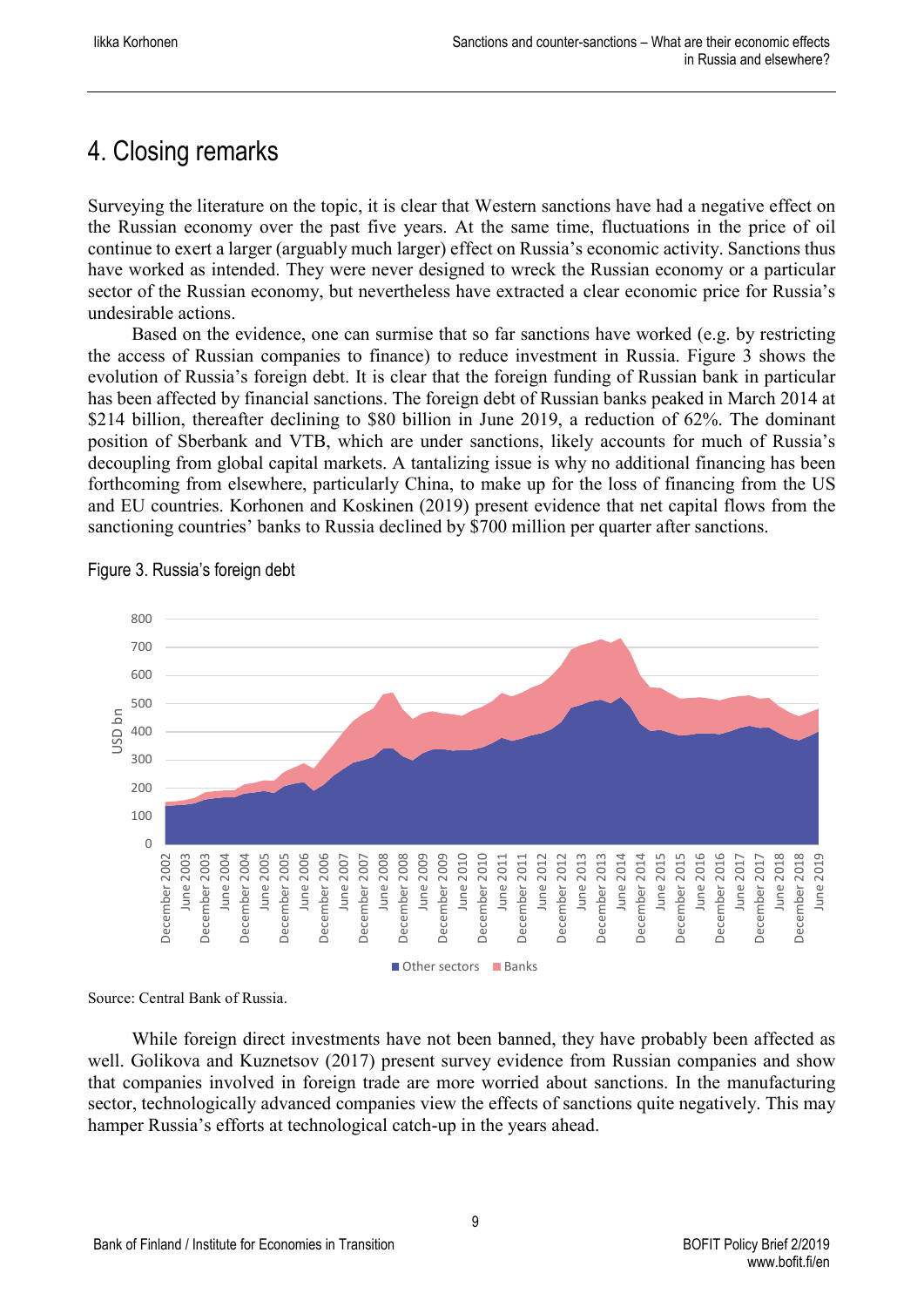# 4. Closing remarks

Surveying the literature on the topic, it is clear that Western sanctions have had a negative effect on the Russian economy over the past five years. At the same time, fluctuations in the price of oil continue to exert a larger (arguably much larger) effect on Russia's economic activity. Sanctions thus have worked as intended. They were never designed to wreck the Russian economy or a particular sector of the Russian economy, but nevertheless have extracted a clear economic price for Russia's undesirable actions.

Based on the evidence, one can surmise that so far sanctions have worked (e.g. by restricting the access of Russian companies to finance) to reduce investment in Russia. Figure 3 shows the evolution of Russia's foreign debt. It is clear that the foreign funding of Russian bank in particular has been affected by financial sanctions. The foreign debt of Russian banks peaked in March 2014 at $214 billion, thereafter declining to $80 billion in June 2019, a reduction of 62%. The dominant position of Sberbank and VTB, which are under sanctions, likely accounts for much of Russia's decoupling from global capital markets. A tantalizing issue is why no additional financing has been forthcoming from elsewhere, particularly China, to make up for the loss of financing from the US and EU countries. Korhonen and Koskinen (2019) present evidence that net capital flows from the sanctioning countries' banks to Russia declined by $700 million per quarter after sanctions.

Figure 3. Russia's foreign debt

Source: Central Bank of Russia.

While foreign direct investments have not been banned, they have probably been affected as well. Golikova and Kuznetsov (2017) present survey evidence from Russian companies and show that companies involved in foreign trade are more worried about sanctions. In the manufacturing sector, technologically advanced companies view the effects of sanctions quite negatively. This may hamper Russia's efforts at technological catch-up in the years ahead.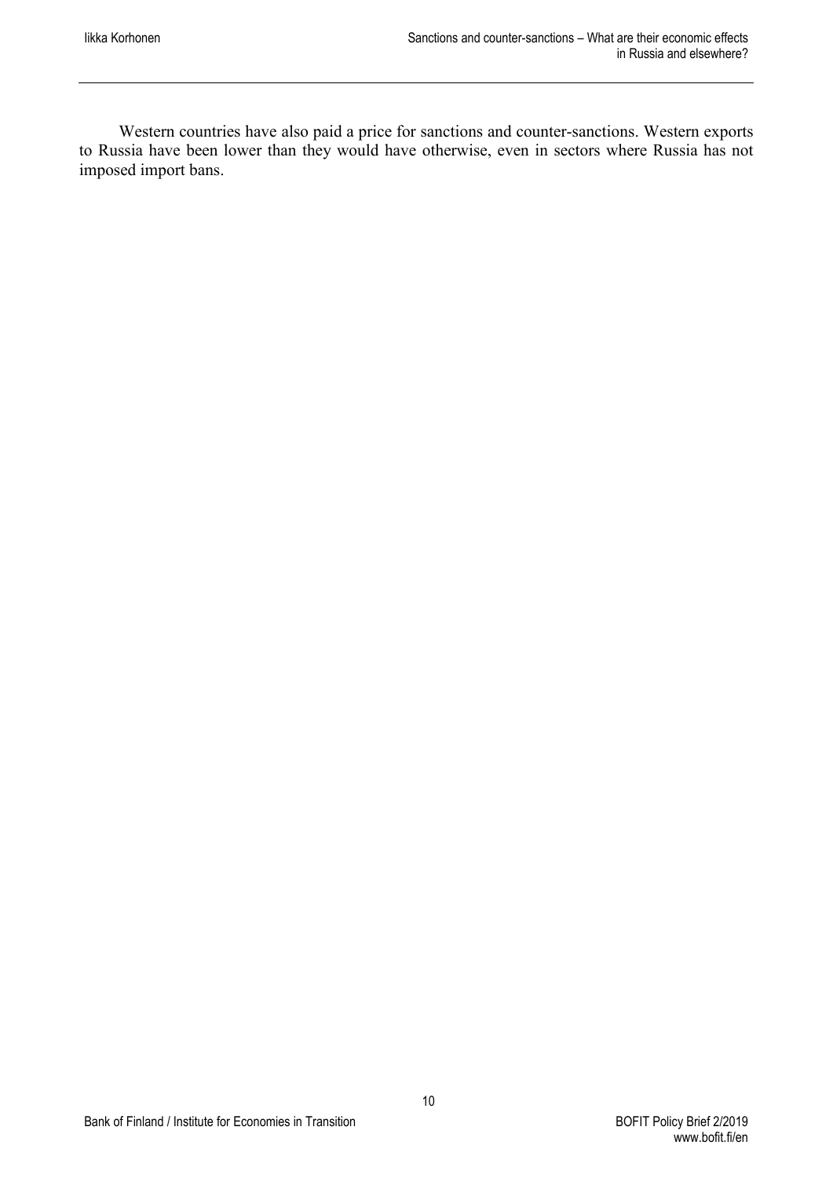Western countries have also paid a price for sanctions and counter-sanctions. Western exports to Russia have been lower than they would have otherwise, even in sectors where Russia has not imposed import bans.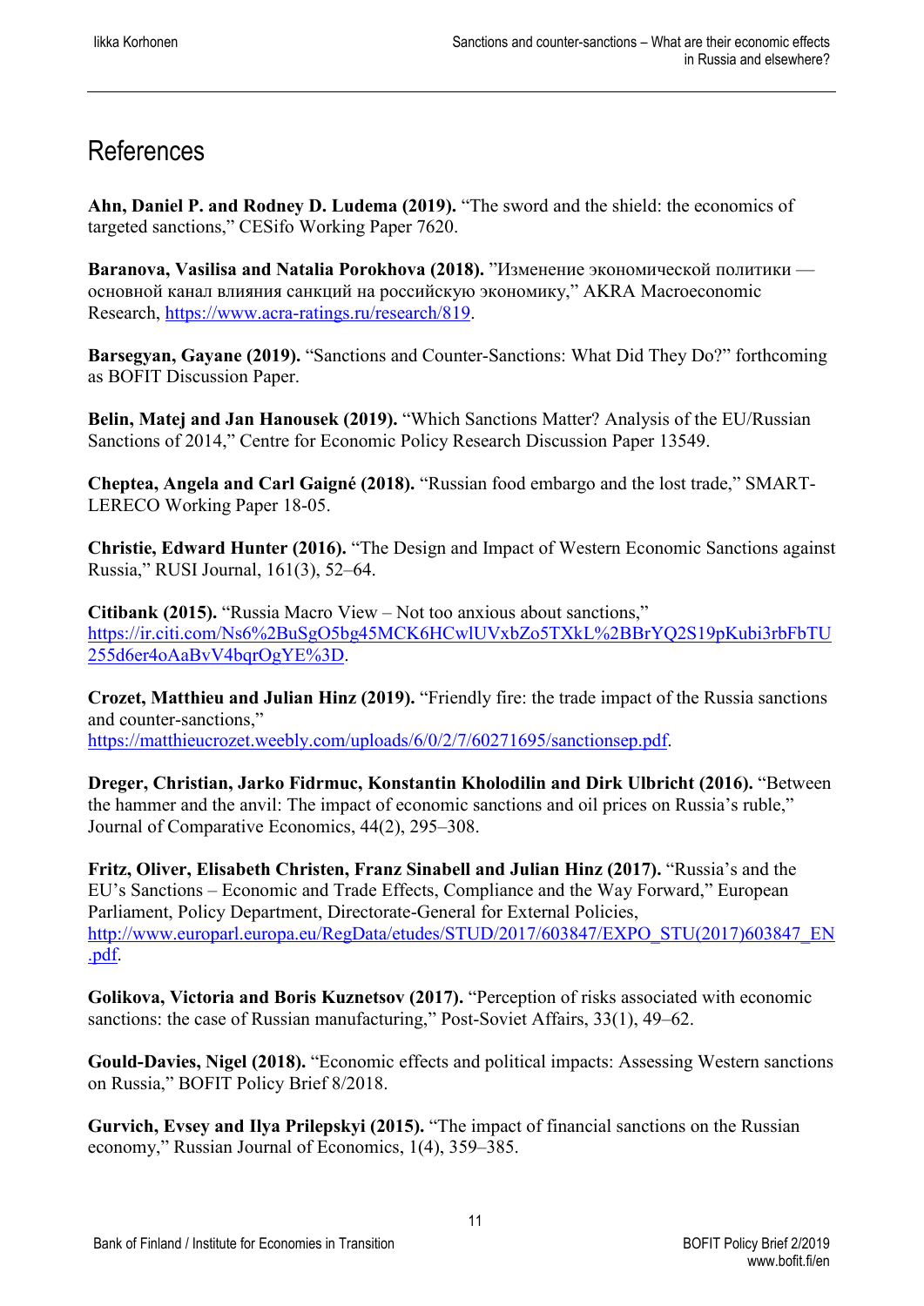# References

**Ahn, Daniel P. and Rodney D. Ludema (2019).** "The sword and the shield: the economics of targeted sanctions," CESifo Working Paper 7620.

**Baranova, Vasilisa and Natalia Porokhova (2018).** "Изменение экономической политики — основной канал влияния санкций на российскую экономику," AKRA Macroeconomic Research, https://www.acra-ratings.ru/research/819.

**Barsegyan, Gayane (2019).** "Sanctions and Counter-Sanctions: What Did They Do?" forthcoming as BOFIT Discussion Paper.

**Belin, Matej and Jan Hanousek (2019).** "Which Sanctions Matter? Analysis of the EU/Russian Sanctions of 2014," Centre for Economic Policy Research Discussion Paper 13549.

**Cheptea, Angela and Carl Gaigné (2018).** "Russian food embargo and the lost trade," SMART-LERECO Working Paper 18-05.

**Christie, Edward Hunter (2016).** "The Design and Impact of Western Economic Sanctions against Russia," RUSI Journal, 161(3), 52–64.

**Citibank (2015).** "Russia Macro View – Not too anxious about sanctions," https://ir.citi.com/Ns6%2BuSgO5bg45MCK6HCwlUVxbZo5TXkL%2BBrYQ2S19pKubi3rbFbTU255d6er4oAaBvV4bqrOgYE%3D.

**Crozet, Matthieu and Julian Hinz (2019).** "Friendly fire: the trade impact of the Russia sanctions and counter-sanctions," https://matthieucrozet.weebly.com/uploads/6/0/2/7/60271695/sanctionsep.pdf.

**Dreger, Christian, Jarko Fidrmuc, Konstantin Kholodilin and Dirk Ulbricht (2016).** "Between the hammer and the anvil: The impact of economic sanctions and oil prices on Russia's ruble," Journal of Comparative Economics, 44(2), 295–308.

**Fritz, Oliver, Elisabeth Christen, Franz Sinabell and Julian Hinz (2017).** "Russia's and the EU's Sanctions – Economic and Trade Effects, Compliance and the Way Forward," European Parliament, Policy Department, Directorate-General for External Policies, http://www.europarl.europa.eu/RegData/etudes/STUD/2017/603847/EXPO_STU(2017)603847_EN.pdf.

**Golikova, Victoria and Boris Kuznetsov (2017).** "Perception of risks associated with economic sanctions: the case of Russian manufacturing," Post-Soviet Affairs, 33(1), 49–62.

**Gould-Davies, Nigel (2018).** "Economic effects and political impacts: Assessing Western sanctions on Russia," BOFIT Policy Brief 8/2018.

**Gurvich, Evsey and Ilya Prilepskyi (2015).** "The impact of financial sanctions on the Russian economy," Russian Journal of Economics, 1(4), 359–385.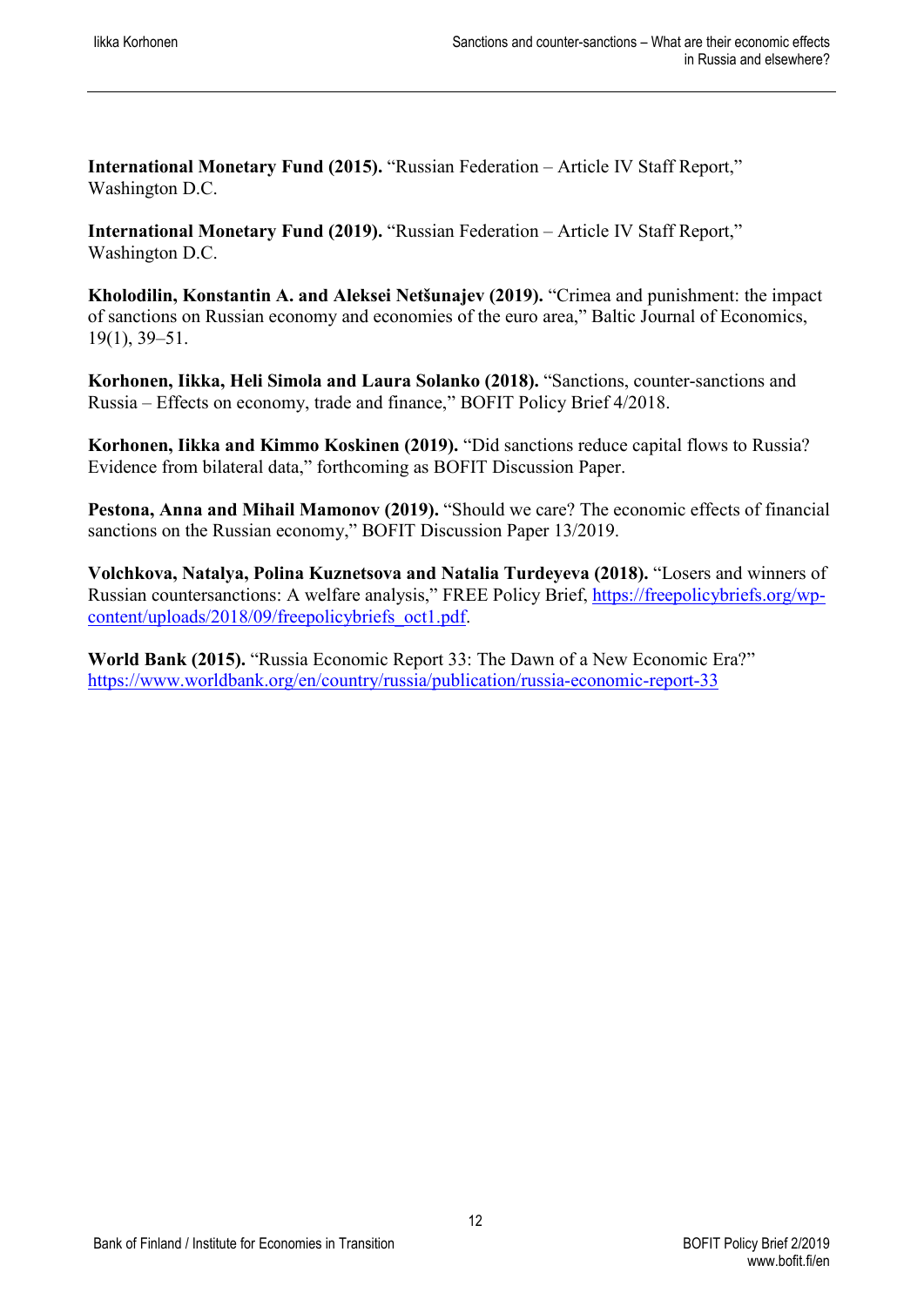**International Monetary Fund (2015).** "Russian Federation – Article IV Staff Report," Washington D.C.

**International Monetary Fund (2019).** "Russian Federation – Article IV Staff Report," Washington D.C.

**Kholodilin, Konstantin A. and Aleksei Netšunajev (2019).** "Crimea and punishment: the impact of sanctions on Russian economy and economies of the euro area," Baltic Journal of Economics, 19(1), 39–51.

**Korhonen, Iikka, Heli Simola and Laura Solanko (2018).** "Sanctions, counter-sanctions and Russia – Effects on economy, trade and finance," BOFIT Policy Brief 4/2018.

**Korhonen, Iikka and Kimmo Koskinen (2019).** "Did sanctions reduce capital flows to Russia? Evidence from bilateral data," forthcoming as BOFIT Discussion Paper.

**Pestona, Anna and Mihail Mamonov (2019).** "Should we care? The economic effects of financial sanctions on the Russian economy," BOFIT Discussion Paper 13/2019.

**Volchkova, Natalya, Polina Kuznetsova and Natalia Turdeyeva (2018).** "Losers and winners of Russian countersanctions: A welfare analysis," FREE Policy Brief, https://freepolicybriefs.org/wp-content/uploads/2018/09/freepolicybriefs_oct1.pdf.

**World Bank (2015).** "Russia Economic Report 33: The Dawn of a New Economic Era?" https://www.worldbank.org/en/country/russia/publication/russia-economic-report-33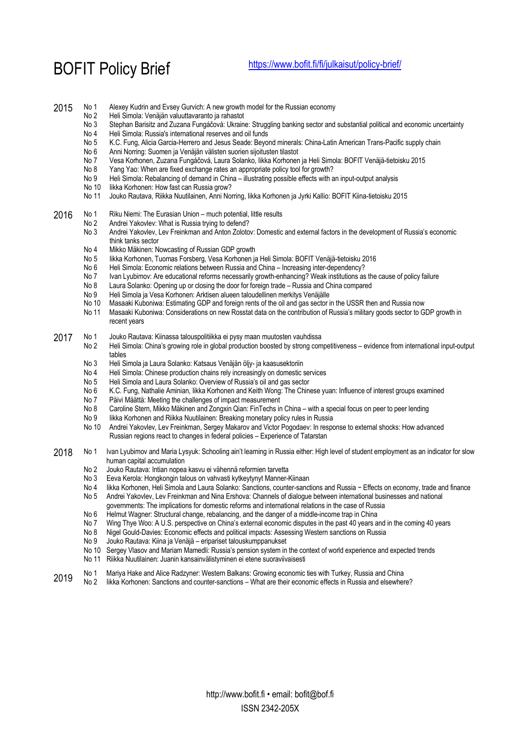# BOFIT Policy Brief

https://www.bofit.fi/fi/julkaisut/policy-brief/

**2015**

- No 1 Alexey Kudrin and Evsey Gurvich: A new growth model for the Russian economy
- No 2 Heli Simola: Venäjän valuuttavaranto ja rahastot
- No 3 Stephan Barisitz and Zuzana Fungáčová: Ukraine: Struggling banking sector and substantial political and economic uncertainty
- No 4 Heli Simola: Russia's international reserves and oil funds
- No 5 K.C. Fung, Alicia Garcia-Herrero and Jesus Seade: Beyond minerals: China-Latin American Trans-Pacific supply chain
- No 6 Anni Norring: Suomen ja Venäjän välisten suorien sijoitusten tilastot
- No 7 Vesa Korhonen, Zuzana Fungáčová, Laura Solanko, Iikka Korhonen ja Heli Simola: BOFIT Venäjä-tietoisku 2015
- No 8 Yang Yao: When are fixed exchange rates an appropriate policy tool for growth?
- No 9 Heli Simola: Rebalancing of demand in China – illustrating possible effects with an input-output analysis
- No 10 Iikka Korhonen: How fast can Russia grow?
- No 11 Jouko Rautava, Riikka Nuutilainen, Anni Norring, Iikka Korhonen ja Jyrki Kallio: BOFIT Kiina-tietoisku 2015

**2016**

- No 1 Riku Niemi: The Eurasian Union – much potential, little results
- No 2 Andrei Yakovlev: What is Russia trying to defend?
- No 3 Andrei Yakovlev, Lev Freinkman and Anton Zolotov: Domestic and external factors in the development of Russia's economic think tanks sector
- No 4 Mikko Mäkinen: Nowcasting of Russian GDP growth
- No 5 Iikka Korhonen, Tuomas Forsberg, Vesa Korhonen ja Heli Simola: BOFIT Venäjä-tietoisku 2016
- No 6 Heli Simola: Economic relations between Russia and China – Increasing inter-dependency?
- No 7 Ivan Lyubimov: Are educational reforms necessarily growth-enhancing? Weak institutions as the cause of policy failure
- No 8 Laura Solanko: Opening up or closing the door for foreign trade – Russia and China compared
- No 9 Heli Simola ja Vesa Korhonen: Arktisen alueen taloudellinen merkitys Venäjälle
- No 10 Masaaki Kuboniwa: Estimating GDP and foreign rents of the oil and gas sector in the USSR then and Russia now
- No 11 Masaaki Kuboniwa: Considerations on new Rosstat data on the contribution of Russia's military goods sector to GDP growth in recent years

**2017**

- No 1 Jouko Rautava: Kiinassa talouspolitiikka ei pysy maan muutosten vauhdissa
- No 2 Heli Simola: China's growing role in global production boosted by strong competitiveness – evidence from international input-output tables
- No 3 Heli Simola ja Laura Solanko: Katsaus Venäjän öljy- ja kaasusektoriin
- No 4 Heli Simola: Chinese production chains rely increasingly on domestic services
- No 5 Heli Simola and Laura Solanko: Overview of Russia's oil and gas sector
- No 6 K.C. Fung, Nathalie Aminian, Iikka Korhonen and Keith Wong: The Chinese yuan: Influence of interest groups examined
- No 7 Päivi Määttä: Meeting the challenges of impact measurement
- No 8 Caroline Stern, Mikko Mäkinen and Zongxin Qian: FinTechs in China – with a special focus on peer to peer lending
- No 9 Iikka Korhonen and Riikka Nuutilainen: Breaking monetary policy rules in Russia
- No 10 Andrei Yakovlev, Lev Freinkman, Sergey Makarov and Victor Pogodaev: In response to external shocks: How advanced Russian regions react to changes in federal policies – Experience of Tatarstan

**2018**

- No 1 Ivan Lyubimov and Maria Lysyuk: Schooling ain't learning in Russia either: High level of student employment as an indicator for slow human capital accumulation
- No 2 Jouko Rautava: Intian nopea kasvu ei vähennä reformien tarvetta
- No 3 Eeva Kerola: Hongkongin talous on vahvasti kytkeytynyt Manner-Kiinaan
- No 4 Iikka Korhonen, Heli Simola and Laura Solanko: Sanctions, counter-sanctions and Russia − Effects on economy, trade and finance
- No 5 Andrei Yakovlev, Lev Freinkman and Nina Ershova: Channels of dialogue between international businesses and national governments: The implications for domestic reforms and international relations in the case of Russia
- No 6 Helmut Wagner: Structural change, rebalancing, and the danger of a middle-income trap in China
- No 7 Wing Thye Woo: A U.S. perspective on China's external economic disputes in the past 40 years and in the coming 40 years
- No 8 Nigel Gould-Davies: Economic effects and political impacts: Assessing Western sanctions on Russia
- No 9 Jouko Rautava: Kiina ja Venäjä – eripariset talouskumppanukset
- No 10 Sergey Vlasov and Mariam Mamedli: Russia's pension system in the context of world experience and expected trends
- No 11 Riikka Nuutilainen: Juanin kansainvälistyminen ei etene suoraviivaisesti

**2019**

- No 1 Mariya Hake and Alice Radzyner: Western Balkans: Growing economic ties with Turkey, Russia and China
- No 2 Iikka Korhonen: Sanctions and counter-sanctions – What are their economic effects in Russia and elsewhere?

http://www.bofit.fi • email: bofit@bof.fi

ISSN 2342-205X